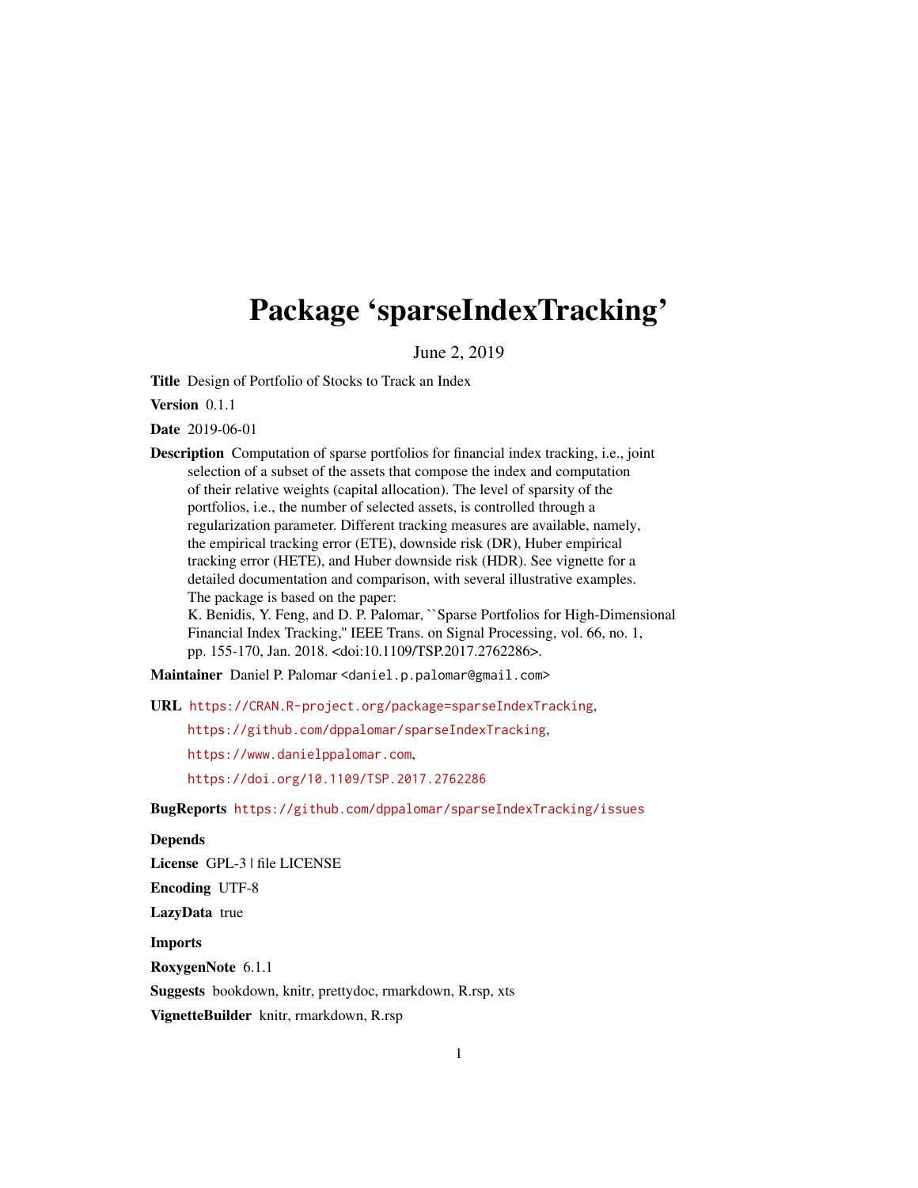# Package 'sparseIndexTracking'

June 2, 2019

**Title** Design of Portfolio of Stocks to Track an Index

**Version** 0.1.1

**Date** 2019-06-01

**Description** Computation of sparse portfolios for financial index tracking, i.e., joint selection of a subset of the assets that compose the index and computation of their relative weights (capital allocation). The level of sparsity of the portfolios, i.e., the number of selected assets, is controlled through a regularization parameter. Different tracking measures are available, namely, the empirical tracking error (ETE), downside risk (DR), Huber empirical tracking error (HETE), and Huber downside risk (HDR). See vignette for a detailed documentation and comparison, with several illustrative examples. The package is based on the paper:
K. Benidis, Y. Feng, and D. P. Palomar, ``Sparse Portfolios for High-Dimensional Financial Index Tracking,'' IEEE Trans. on Signal Processing, vol. 66, no. 1, pp. 155-170, Jan. 2018. <doi:10.1109/TSP.2017.2762286>.

**Maintainer** Daniel P. Palomar <daniel.p.palomar@gmail.com>

**URL** https://CRAN.R-project.org/package=sparseIndexTracking,
https://github.com/dppalomar/sparseIndexTracking,
https://www.danielppalomar.com,
https://doi.org/10.1109/TSP.2017.2762286

**BugReports** https://github.com/dppalomar/sparseIndexTracking/issues

**Depends**

**License** GPL-3 | file LICENSE

**Encoding** UTF-8

**LazyData** true

**Imports**

**RoxygenNote** 6.1.1

**Suggests** bookdown, knitr, prettydoc, rmarkdown, R.rsp, xts

**VignetteBuilder** knitr, rmarkdown, R.rsp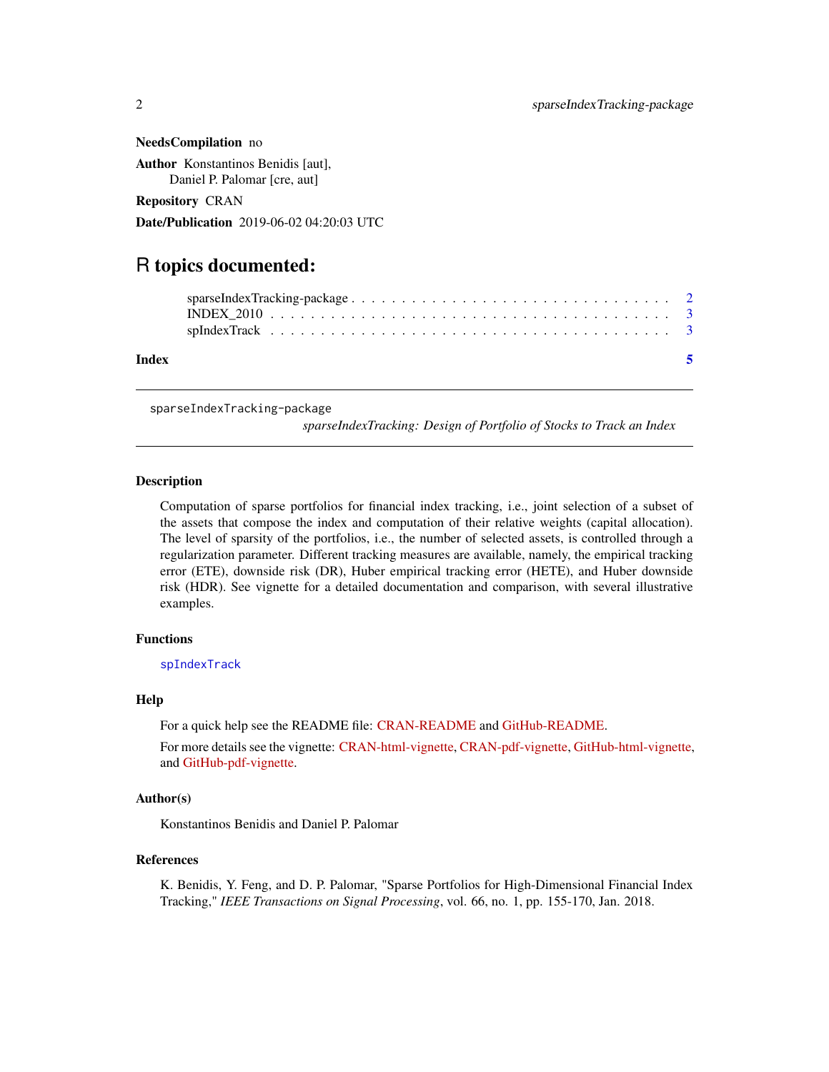**NeedsCompilation** no

**Author** Konstantinos Benidis [aut],
Daniel P. Palomar [cre, aut]

**Repository** CRAN

**Date/Publication** 2019-06-02 04:20:03 UTC

# R topics documented:

- sparseIndexTracking-package . . . . . . . . . . . . . . . . . . . . . . . . . . . . . . . 2
- INDEX_2010 . . . . . . . . . . . . . . . . . . . . . . . . . . . . . . . . . . . . . . . . 3
- spIndexTrack . . . . . . . . . . . . . . . . . . . . . . . . . . . . . . . . . . . . . . . 3

**Index** 5

---

`sparseIndexTracking-package`

*sparseIndexTracking: Design of Portfolio of Stocks to Track an Index*

---

### Description

Computation of sparse portfolios for financial index tracking, i.e., joint selection of a subset of the assets that compose the index and computation of their relative weights (capital allocation). The level of sparsity of the portfolios, i.e., the number of selected assets, is controlled through a regularization parameter. Different tracking measures are available, namely, the empirical tracking error (ETE), downside risk (DR), Huber empirical tracking error (HETE), and Huber downside risk (HDR). See vignette for a detailed documentation and comparison, with several illustrative examples.

### Functions

`spIndexTrack`

### Help

For a quick help see the README file: CRAN-README and GitHub-README.

For more details see the vignette: CRAN-html-vignette, CRAN-pdf-vignette, GitHub-html-vignette, and GitHub-pdf-vignette.

### Author(s)

Konstantinos Benidis and Daniel P. Palomar

### References

K. Benidis, Y. Feng, and D. P. Palomar, "Sparse Portfolios for High-Dimensional Financial Index Tracking," *IEEE Transactions on Signal Processing*, vol. 66, no. 1, pp. 155-170, Jan. 2018.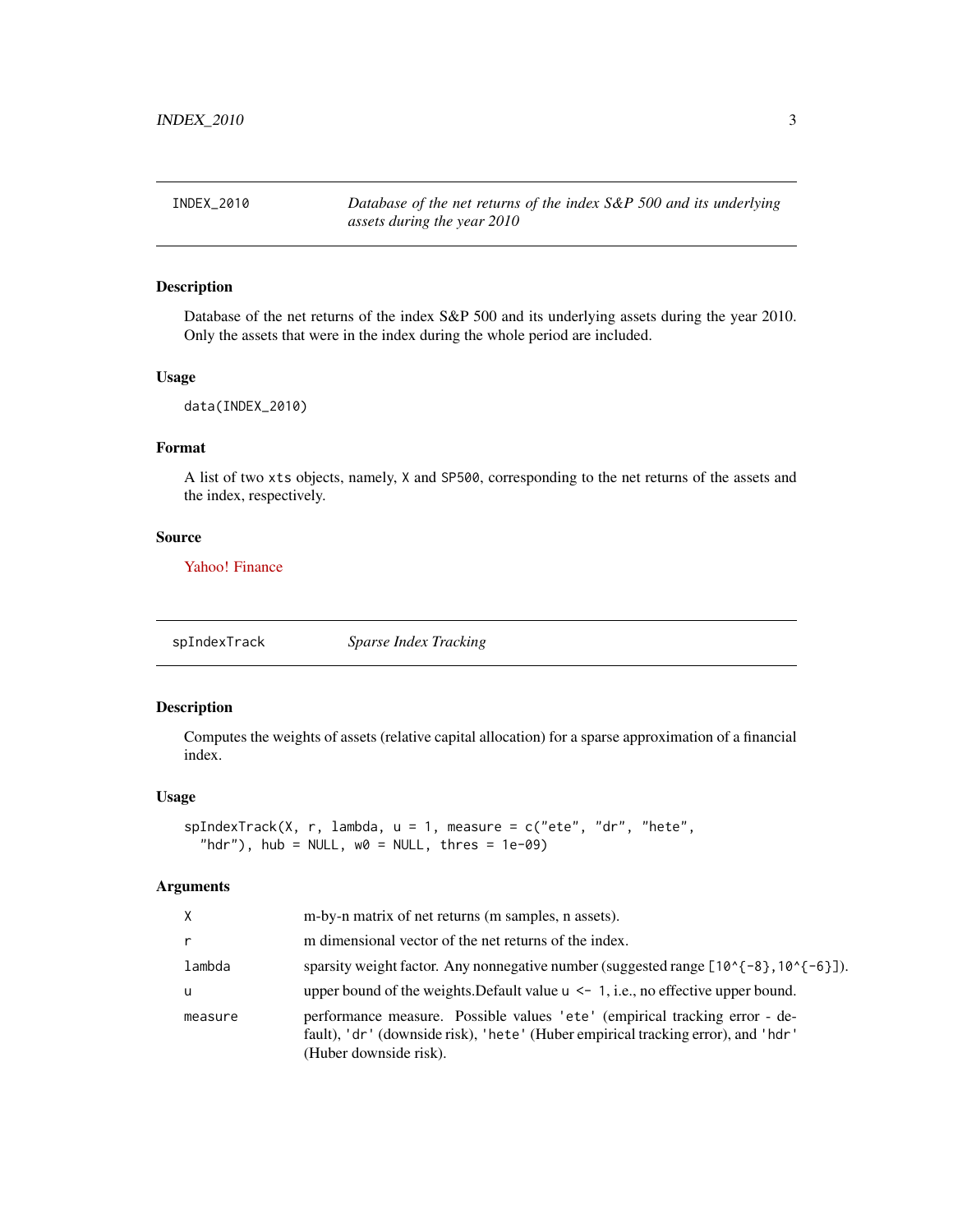## INDEX_2010 — *Database of the net returns of the index S&P 500 and its underlying assets during the year 2010*

### Description

Database of the net returns of the index S&P 500 and its underlying assets during the year 2010. Only the assets that were in the index during the whole period are included.

### Usage

```
data(INDEX_2010)
```

### Format

A list of two xts objects, namely, X and SP500, corresponding to the net returns of the assets and the index, respectively.

### Source

Yahoo! Finance

## spIndexTrack — *Sparse Index Tracking*

### Description

Computes the weights of assets (relative capital allocation) for a sparse approximation of a financial index.

### Usage

```
spIndexTrack(X, r, lambda, u = 1, measure = c("ete", "dr", "hete",
  "hdr"), hub = NULL, w0 = NULL, thres = 1e-09)
```

### Arguments

| | |
|---|---|
| X | m-by-n matrix of net returns (m samples, n assets). |
| r | m dimensional vector of the net returns of the index. |
| lambda | sparsity weight factor. Any nonnegative number (suggested range [10^{-8},10^{-6}]). |
| u | upper bound of the weights.Default value u <- 1, i.e., no effective upper bound. |
| measure | performance measure. Possible values 'ete' (empirical tracking error - default), 'dr' (downside risk), 'hete' (Huber empirical tracking error), and 'hdr' (Huber downside risk). |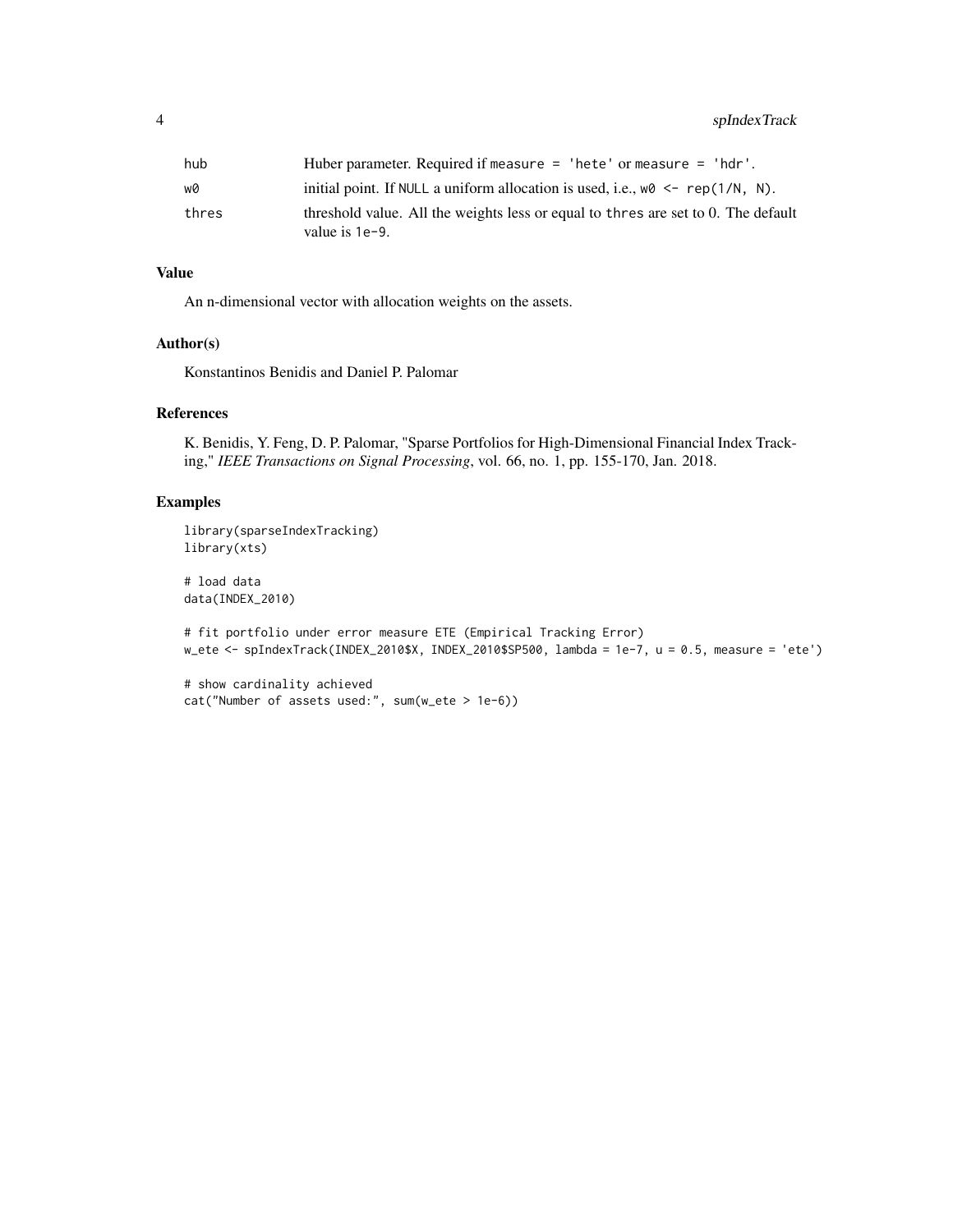| | |
|---|---|
| hub | Huber parameter. Required if `measure = 'hete'` or `measure = 'hdr'`. |
| w0 | initial point. If `NULL` a uniform allocation is used, i.e., `w0 <- rep(1/N, N)`. |
| thres | threshold value. All the weights less or equal to `thres` are set to 0. The default value is `1e-9`. |

## Value

An n-dimensional vector with allocation weights on the assets.

## Author(s)

Konstantinos Benidis and Daniel P. Palomar

## References

K. Benidis, Y. Feng, D. P. Palomar, "Sparse Portfolios for High-Dimensional Financial Index Tracking," *IEEE Transactions on Signal Processing*, vol. 66, no. 1, pp. 155-170, Jan. 2018.

## Examples

```
library(sparseIndexTracking)
library(xts)

# load data
data(INDEX_2010)

# fit portfolio under error measure ETE (Empirical Tracking Error)
w_ete <- spIndexTrack(INDEX_2010$X, INDEX_2010$SP500, lambda = 1e-7, u = 0.5, measure = 'ete')

# show cardinality achieved
cat("Number of assets used:", sum(w_ete > 1e-6))
```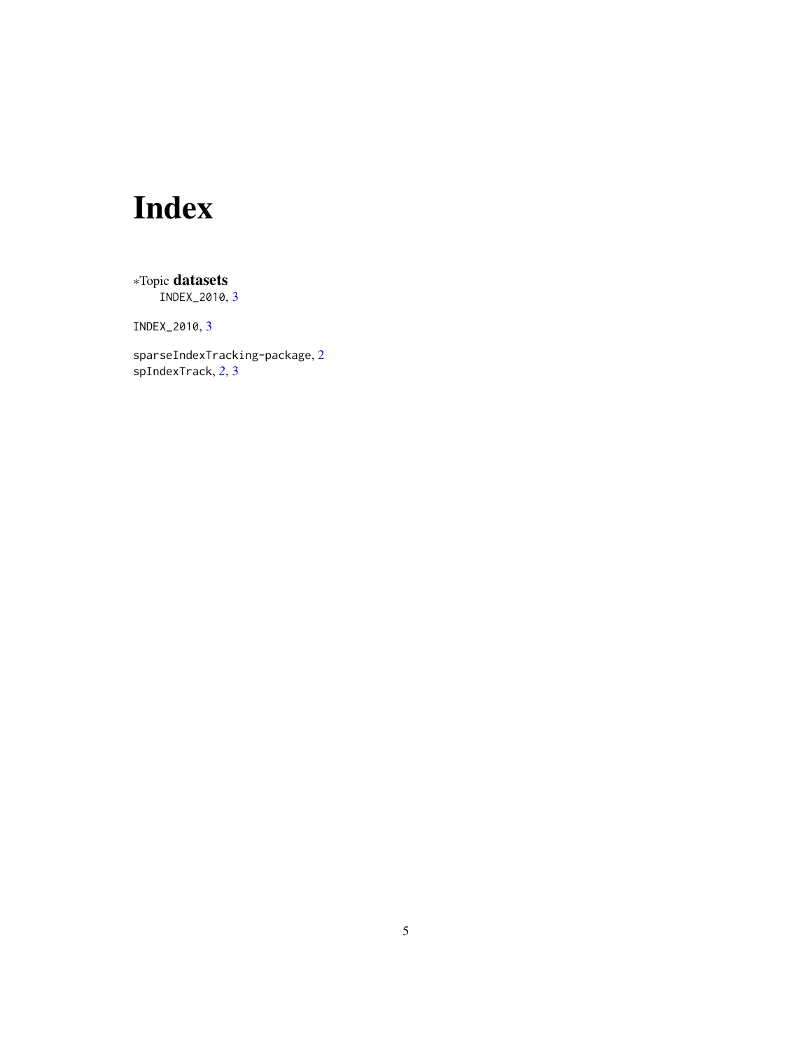# Index

∗Topic **datasets**

INDEX_2010, 3

INDEX_2010, 3

sparseIndexTracking-package, 2
spIndexTrack, *2*, 3